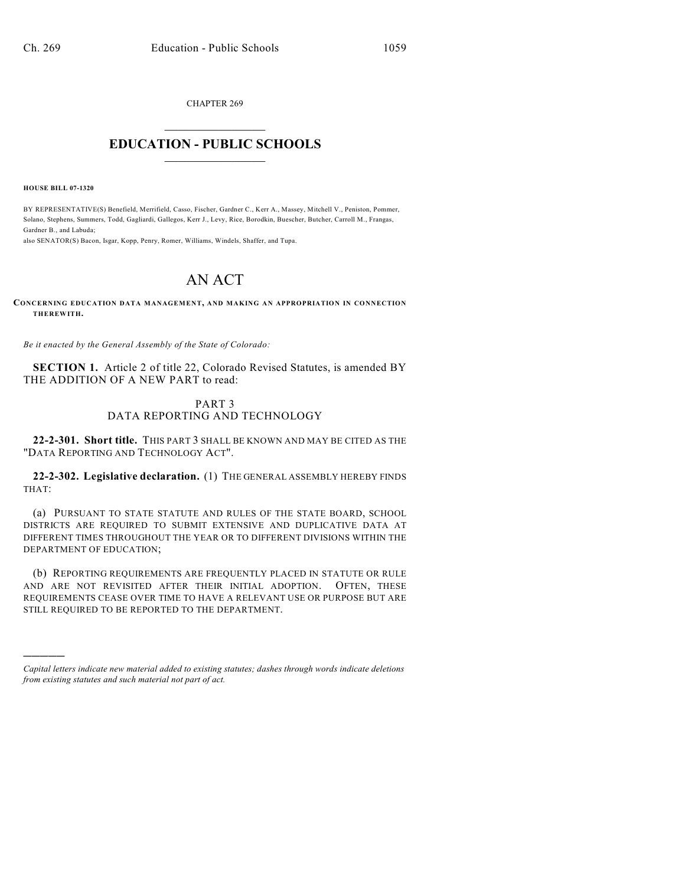CHAPTER 269

# EDUCATION - PUBLIC SCHOOLS

**HOUSE BILL 07-1320**

BY REPRESENTATIVE(S) Benefield, Merrifield, Casso, Fischer, Gardner C., Kerr A., Massey, Mitchell V., Peniston, Pommer, Solano, Stephens, Summers, Todd, Gagliardi, Gallegos, Kerr J., Levy, Rice, Borodkin, Buescher, Butcher, Carroll M., Frangas, Gardner B., and Labuda;
also SENATOR(S) Bacon, Isgar, Kopp, Penry, Romer, Williams, Windels, Shaffer, and Tupa.

# AN ACT

**CONCERNING EDUCATION DATA MANAGEMENT, AND MAKING AN APPROPRIATION IN CONNECTION THEREWITH.**

*Be it enacted by the General Assembly of the State of Colorado:*

**SECTION 1.** Article 2 of title 22, Colorado Revised Statutes, is amended BY THE ADDITION OF A NEW PART to read:

PART 3
DATA REPORTING AND TECHNOLOGY

**22-2-301. Short title.** THIS PART 3 SHALL BE KNOWN AND MAY BE CITED AS THE "DATA REPORTING AND TECHNOLOGY ACT".

**22-2-302. Legislative declaration.** (1) THE GENERAL ASSEMBLY HEREBY FINDS THAT:

(a) PURSUANT TO STATE STATUTE AND RULES OF THE STATE BOARD, SCHOOL DISTRICTS ARE REQUIRED TO SUBMIT EXTENSIVE AND DUPLICATIVE DATA AT DIFFERENT TIMES THROUGHOUT THE YEAR OR TO DIFFERENT DIVISIONS WITHIN THE DEPARTMENT OF EDUCATION;

(b) REPORTING REQUIREMENTS ARE FREQUENTLY PLACED IN STATUTE OR RULE AND ARE NOT REVISITED AFTER THEIR INITIAL ADOPTION. OFTEN, THESE REQUIREMENTS CEASE OVER TIME TO HAVE A RELEVANT USE OR PURPOSE BUT ARE STILL REQUIRED TO BE REPORTED TO THE DEPARTMENT.

————

*Capital letters indicate new material added to existing statutes; dashes through words indicate deletions from existing statutes and such material not part of act.*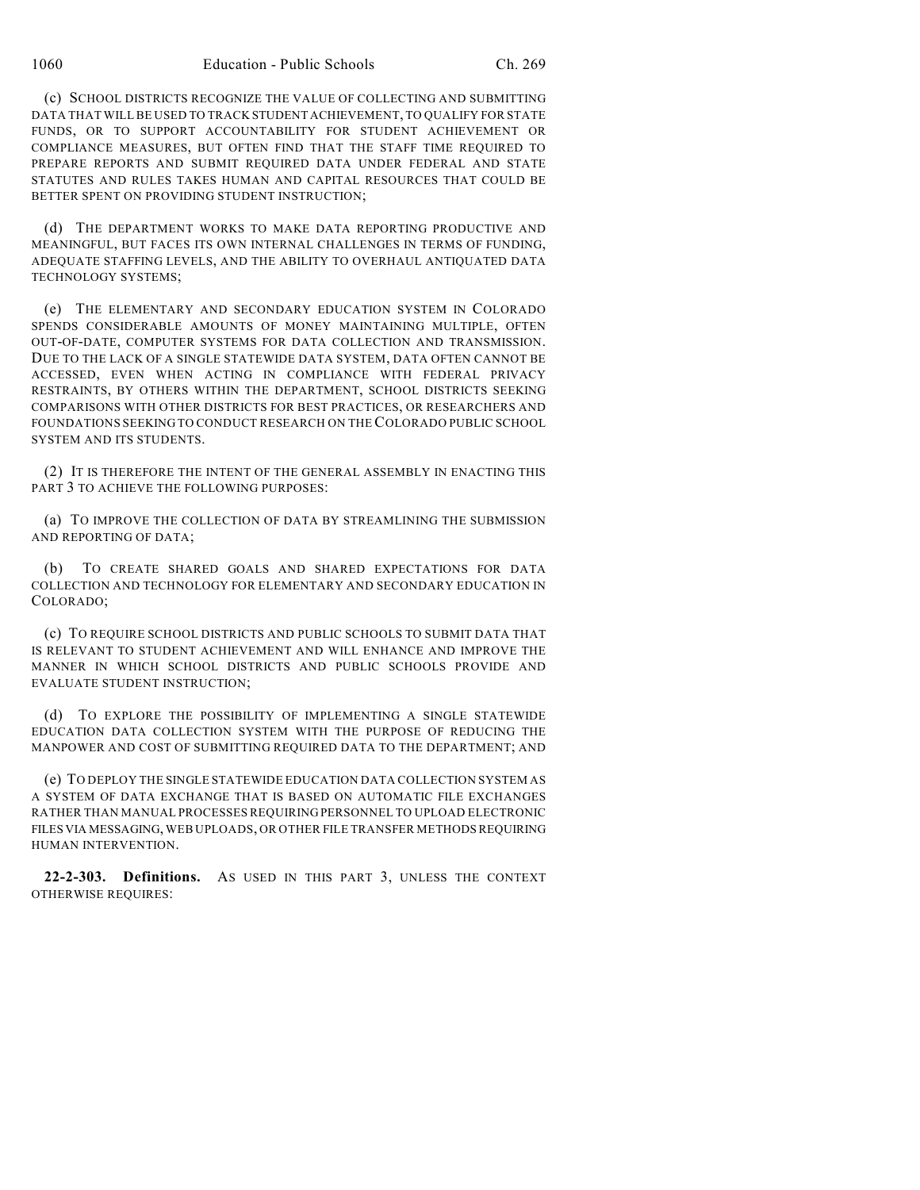(c) SCHOOL DISTRICTS RECOGNIZE THE VALUE OF COLLECTING AND SUBMITTING DATA THAT WILL BE USED TO TRACK STUDENT ACHIEVEMENT, TO QUALIFY FOR STATE FUNDS, OR TO SUPPORT ACCOUNTABILITY FOR STUDENT ACHIEVEMENT OR COMPLIANCE MEASURES, BUT OFTEN FIND THAT THE STAFF TIME REQUIRED TO PREPARE REPORTS AND SUBMIT REQUIRED DATA UNDER FEDERAL AND STATE STATUTES AND RULES TAKES HUMAN AND CAPITAL RESOURCES THAT COULD BE BETTER SPENT ON PROVIDING STUDENT INSTRUCTION;

(d) THE DEPARTMENT WORKS TO MAKE DATA REPORTING PRODUCTIVE AND MEANINGFUL, BUT FACES ITS OWN INTERNAL CHALLENGES IN TERMS OF FUNDING, ADEQUATE STAFFING LEVELS, AND THE ABILITY TO OVERHAUL ANTIQUATED DATA TECHNOLOGY SYSTEMS;

(e) THE ELEMENTARY AND SECONDARY EDUCATION SYSTEM IN COLORADO SPENDS CONSIDERABLE AMOUNTS OF MONEY MAINTAINING MULTIPLE, OFTEN OUT-OF-DATE, COMPUTER SYSTEMS FOR DATA COLLECTION AND TRANSMISSION. DUE TO THE LACK OF A SINGLE STATEWIDE DATA SYSTEM, DATA OFTEN CANNOT BE ACCESSED, EVEN WHEN ACTING IN COMPLIANCE WITH FEDERAL PRIVACY RESTRAINTS, BY OTHERS WITHIN THE DEPARTMENT, SCHOOL DISTRICTS SEEKING COMPARISONS WITH OTHER DISTRICTS FOR BEST PRACTICES, OR RESEARCHERS AND FOUNDATIONS SEEKING TO CONDUCT RESEARCH ON THE COLORADO PUBLIC SCHOOL SYSTEM AND ITS STUDENTS.

(2) IT IS THEREFORE THE INTENT OF THE GENERAL ASSEMBLY IN ENACTING THIS PART 3 TO ACHIEVE THE FOLLOWING PURPOSES:

(a) TO IMPROVE THE COLLECTION OF DATA BY STREAMLINING THE SUBMISSION AND REPORTING OF DATA;

(b) TO CREATE SHARED GOALS AND SHARED EXPECTATIONS FOR DATA COLLECTION AND TECHNOLOGY FOR ELEMENTARY AND SECONDARY EDUCATION IN COLORADO;

(c) TO REQUIRE SCHOOL DISTRICTS AND PUBLIC SCHOOLS TO SUBMIT DATA THAT IS RELEVANT TO STUDENT ACHIEVEMENT AND WILL ENHANCE AND IMPROVE THE MANNER IN WHICH SCHOOL DISTRICTS AND PUBLIC SCHOOLS PROVIDE AND EVALUATE STUDENT INSTRUCTION;

(d) TO EXPLORE THE POSSIBILITY OF IMPLEMENTING A SINGLE STATEWIDE EDUCATION DATA COLLECTION SYSTEM WITH THE PURPOSE OF REDUCING THE MANPOWER AND COST OF SUBMITTING REQUIRED DATA TO THE DEPARTMENT; AND

(e) TO DEPLOY THE SINGLE STATEWIDE EDUCATION DATA COLLECTION SYSTEM AS A SYSTEM OF DATA EXCHANGE THAT IS BASED ON AUTOMATIC FILE EXCHANGES RATHER THAN MANUAL PROCESSES REQUIRING PERSONNEL TO UPLOAD ELECTRONIC FILES VIA MESSAGING, WEB UPLOADS, OR OTHER FILE TRANSFER METHODS REQUIRING HUMAN INTERVENTION.

**22-2-303. Definitions.** AS USED IN THIS PART 3, UNLESS THE CONTEXT OTHERWISE REQUIRES: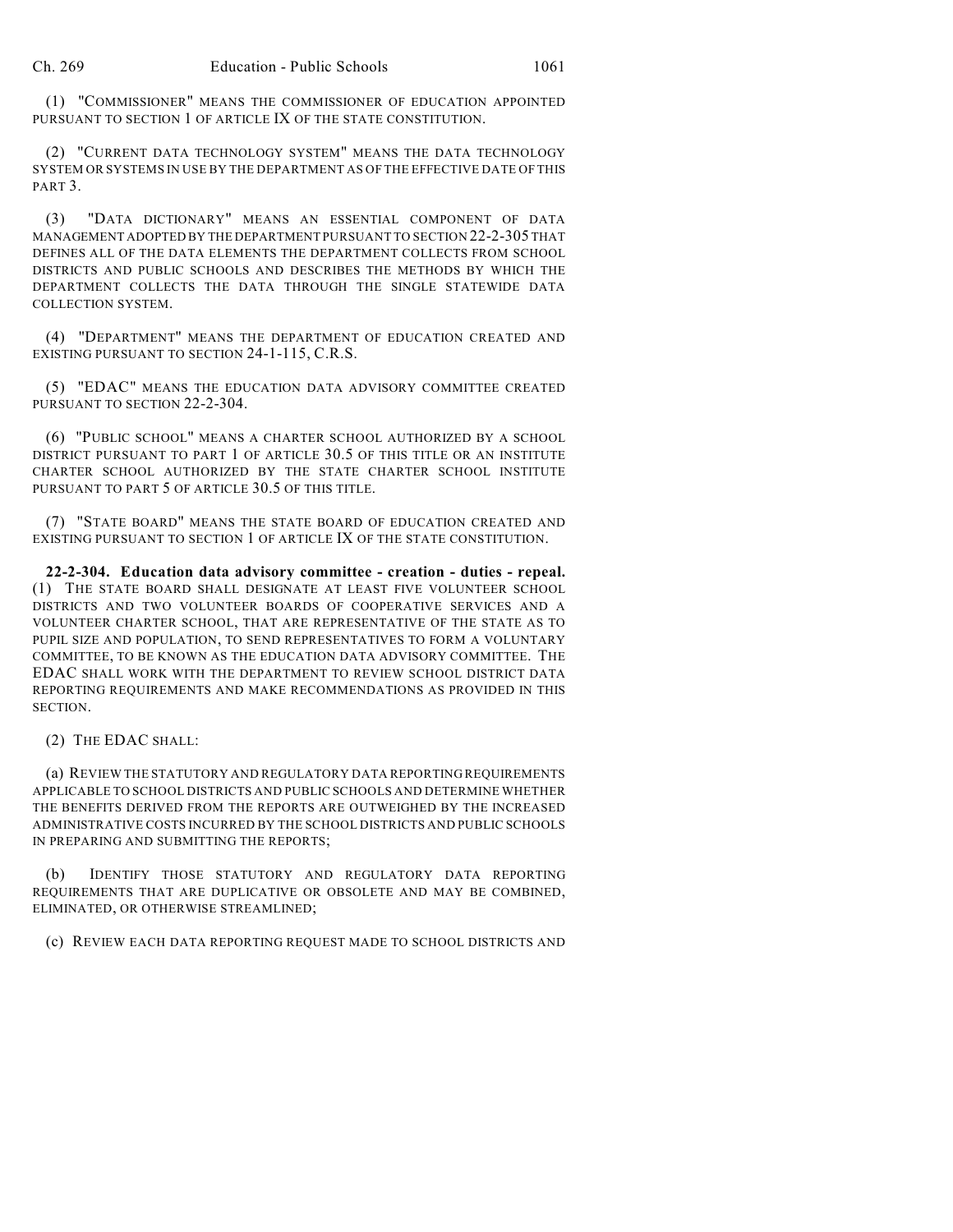(1) "COMMISSIONER" MEANS THE COMMISSIONER OF EDUCATION APPOINTED PURSUANT TO SECTION 1 OF ARTICLE IX OF THE STATE CONSTITUTION.

(2) "CURRENT DATA TECHNOLOGY SYSTEM" MEANS THE DATA TECHNOLOGY SYSTEM OR SYSTEMS IN USE BY THE DEPARTMENT AS OF THE EFFECTIVE DATE OF THIS PART 3.

(3) "DATA DICTIONARY" MEANS AN ESSENTIAL COMPONENT OF DATA MANAGEMENT ADOPTED BY THE DEPARTMENT PURSUANT TO SECTION 22-2-305 THAT DEFINES ALL OF THE DATA ELEMENTS THE DEPARTMENT COLLECTS FROM SCHOOL DISTRICTS AND PUBLIC SCHOOLS AND DESCRIBES THE METHODS BY WHICH THE DEPARTMENT COLLECTS THE DATA THROUGH THE SINGLE STATEWIDE DATA COLLECTION SYSTEM.

(4) "DEPARTMENT" MEANS THE DEPARTMENT OF EDUCATION CREATED AND EXISTING PURSUANT TO SECTION 24-1-115, C.R.S.

(5) "EDAC" MEANS THE EDUCATION DATA ADVISORY COMMITTEE CREATED PURSUANT TO SECTION 22-2-304.

(6) "PUBLIC SCHOOL" MEANS A CHARTER SCHOOL AUTHORIZED BY A SCHOOL DISTRICT PURSUANT TO PART 1 OF ARTICLE 30.5 OF THIS TITLE OR AN INSTITUTE CHARTER SCHOOL AUTHORIZED BY THE STATE CHARTER SCHOOL INSTITUTE PURSUANT TO PART 5 OF ARTICLE 30.5 OF THIS TITLE.

(7) "STATE BOARD" MEANS THE STATE BOARD OF EDUCATION CREATED AND EXISTING PURSUANT TO SECTION 1 OF ARTICLE IX OF THE STATE CONSTITUTION.

**22-2-304. Education data advisory committee - creation - duties - repeal.** (1) THE STATE BOARD SHALL DESIGNATE AT LEAST FIVE VOLUNTEER SCHOOL DISTRICTS AND TWO VOLUNTEER BOARDS OF COOPERATIVE SERVICES AND A VOLUNTEER CHARTER SCHOOL, THAT ARE REPRESENTATIVE OF THE STATE AS TO PUPIL SIZE AND POPULATION, TO SEND REPRESENTATIVES TO FORM A VOLUNTARY COMMITTEE, TO BE KNOWN AS THE EDUCATION DATA ADVISORY COMMITTEE. THE EDAC SHALL WORK WITH THE DEPARTMENT TO REVIEW SCHOOL DISTRICT DATA REPORTING REQUIREMENTS AND MAKE RECOMMENDATIONS AS PROVIDED IN THIS SECTION.

(2) THE EDAC SHALL:

(a) REVIEW THE STATUTORY AND REGULATORY DATA REPORTING REQUIREMENTS APPLICABLE TO SCHOOL DISTRICTS AND PUBLIC SCHOOLS AND DETERMINE WHETHER THE BENEFITS DERIVED FROM THE REPORTS ARE OUTWEIGHED BY THE INCREASED ADMINISTRATIVE COSTS INCURRED BY THE SCHOOL DISTRICTS AND PUBLIC SCHOOLS IN PREPARING AND SUBMITTING THE REPORTS;

(b) IDENTIFY THOSE STATUTORY AND REGULATORY DATA REPORTING REQUIREMENTS THAT ARE DUPLICATIVE OR OBSOLETE AND MAY BE COMBINED, ELIMINATED, OR OTHERWISE STREAMLINED;

(c) REVIEW EACH DATA REPORTING REQUEST MADE TO SCHOOL DISTRICTS AND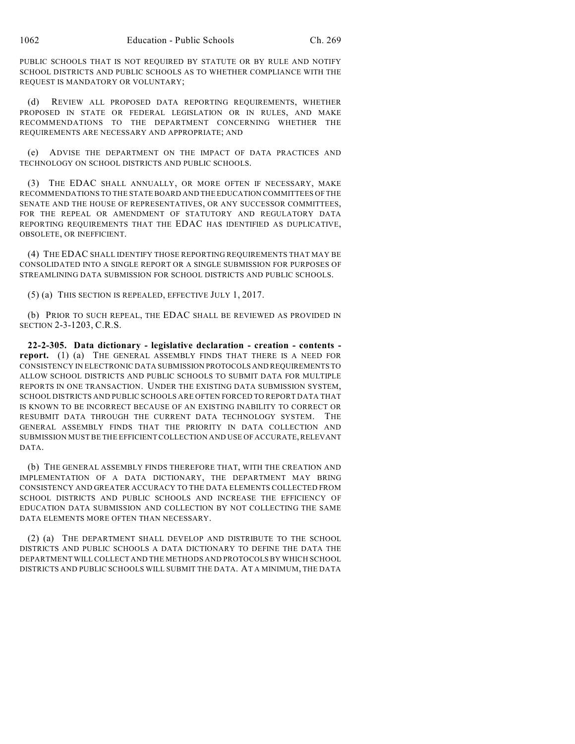PUBLIC SCHOOLS THAT IS NOT REQUIRED BY STATUTE OR BY RULE AND NOTIFY SCHOOL DISTRICTS AND PUBLIC SCHOOLS AS TO WHETHER COMPLIANCE WITH THE REQUEST IS MANDATORY OR VOLUNTARY;

(d) REVIEW ALL PROPOSED DATA REPORTING REQUIREMENTS, WHETHER PROPOSED IN STATE OR FEDERAL LEGISLATION OR IN RULES, AND MAKE RECOMMENDATIONS TO THE DEPARTMENT CONCERNING WHETHER THE REQUIREMENTS ARE NECESSARY AND APPROPRIATE; AND

(e) ADVISE THE DEPARTMENT ON THE IMPACT OF DATA PRACTICES AND TECHNOLOGY ON SCHOOL DISTRICTS AND PUBLIC SCHOOLS.

(3) THE EDAC SHALL ANNUALLY, OR MORE OFTEN IF NECESSARY, MAKE RECOMMENDATIONS TO THE STATE BOARD AND THE EDUCATION COMMITTEES OF THE SENATE AND THE HOUSE OF REPRESENTATIVES, OR ANY SUCCESSOR COMMITTEES, FOR THE REPEAL OR AMENDMENT OF STATUTORY AND REGULATORY DATA REPORTING REQUIREMENTS THAT THE EDAC HAS IDENTIFIED AS DUPLICATIVE, OBSOLETE, OR INEFFICIENT.

(4) THE EDAC SHALL IDENTIFY THOSE REPORTING REQUIREMENTS THAT MAY BE CONSOLIDATED INTO A SINGLE REPORT OR A SINGLE SUBMISSION FOR PURPOSES OF STREAMLINING DATA SUBMISSION FOR SCHOOL DISTRICTS AND PUBLIC SCHOOLS.

(5) (a) THIS SECTION IS REPEALED, EFFECTIVE JULY 1, 2017.

(b) PRIOR TO SUCH REPEAL, THE EDAC SHALL BE REVIEWED AS PROVIDED IN SECTION 2-3-1203, C.R.S.

**22-2-305. Data dictionary - legislative declaration - creation - contents - report.** (1) (a) THE GENERAL ASSEMBLY FINDS THAT THERE IS A NEED FOR CONSISTENCY IN ELECTRONIC DATA SUBMISSION PROTOCOLS AND REQUIREMENTS TO ALLOW SCHOOL DISTRICTS AND PUBLIC SCHOOLS TO SUBMIT DATA FOR MULTIPLE REPORTS IN ONE TRANSACTION. UNDER THE EXISTING DATA SUBMISSION SYSTEM, SCHOOL DISTRICTS AND PUBLIC SCHOOLS ARE OFTEN FORCED TO REPORT DATA THAT IS KNOWN TO BE INCORRECT BECAUSE OF AN EXISTING INABILITY TO CORRECT OR RESUBMIT DATA THROUGH THE CURRENT DATA TECHNOLOGY SYSTEM. THE GENERAL ASSEMBLY FINDS THAT THE PRIORITY IN DATA COLLECTION AND SUBMISSION MUST BE THE EFFICIENT COLLECTION AND USE OF ACCURATE, RELEVANT DATA.

(b) THE GENERAL ASSEMBLY FINDS THEREFORE THAT, WITH THE CREATION AND IMPLEMENTATION OF A DATA DICTIONARY, THE DEPARTMENT MAY BRING CONSISTENCY AND GREATER ACCURACY TO THE DATA ELEMENTS COLLECTED FROM SCHOOL DISTRICTS AND PUBLIC SCHOOLS AND INCREASE THE EFFICIENCY OF EDUCATION DATA SUBMISSION AND COLLECTION BY NOT COLLECTING THE SAME DATA ELEMENTS MORE OFTEN THAN NECESSARY.

(2) (a) THE DEPARTMENT SHALL DEVELOP AND DISTRIBUTE TO THE SCHOOL DISTRICTS AND PUBLIC SCHOOLS A DATA DICTIONARY TO DEFINE THE DATA THE DEPARTMENT WILL COLLECT AND THE METHODS AND PROTOCOLS BY WHICH SCHOOL DISTRICTS AND PUBLIC SCHOOLS WILL SUBMIT THE DATA. AT A MINIMUM, THE DATA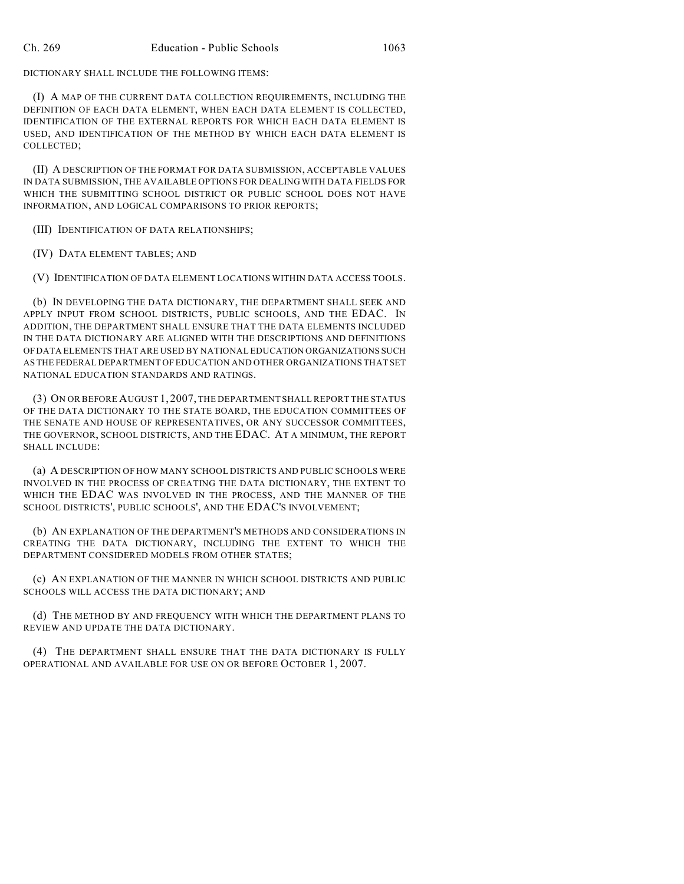DICTIONARY SHALL INCLUDE THE FOLLOWING ITEMS:

(I) A MAP OF THE CURRENT DATA COLLECTION REQUIREMENTS, INCLUDING THE DEFINITION OF EACH DATA ELEMENT, WHEN EACH DATA ELEMENT IS COLLECTED, IDENTIFICATION OF THE EXTERNAL REPORTS FOR WHICH EACH DATA ELEMENT IS USED, AND IDENTIFICATION OF THE METHOD BY WHICH EACH DATA ELEMENT IS COLLECTED;

(II) A DESCRIPTION OF THE FORMAT FOR DATA SUBMISSION, ACCEPTABLE VALUES IN DATA SUBMISSION, THE AVAILABLE OPTIONS FOR DEALING WITH DATA FIELDS FOR WHICH THE SUBMITTING SCHOOL DISTRICT OR PUBLIC SCHOOL DOES NOT HAVE INFORMATION, AND LOGICAL COMPARISONS TO PRIOR REPORTS;

(III) IDENTIFICATION OF DATA RELATIONSHIPS;

(IV) DATA ELEMENT TABLES; AND

(V) IDENTIFICATION OF DATA ELEMENT LOCATIONS WITHIN DATA ACCESS TOOLS.

(b) IN DEVELOPING THE DATA DICTIONARY, THE DEPARTMENT SHALL SEEK AND APPLY INPUT FROM SCHOOL DISTRICTS, PUBLIC SCHOOLS, AND THE EDAC. IN ADDITION, THE DEPARTMENT SHALL ENSURE THAT THE DATA ELEMENTS INCLUDED IN THE DATA DICTIONARY ARE ALIGNED WITH THE DESCRIPTIONS AND DEFINITIONS OF DATA ELEMENTS THAT ARE USED BY NATIONAL EDUCATION ORGANIZATIONS SUCH AS THE FEDERAL DEPARTMENT OF EDUCATION AND OTHER ORGANIZATIONS THAT SET NATIONAL EDUCATION STANDARDS AND RATINGS.

(3) ON OR BEFORE AUGUST 1, 2007, THE DEPARTMENT SHALL REPORT THE STATUS OF THE DATA DICTIONARY TO THE STATE BOARD, THE EDUCATION COMMITTEES OF THE SENATE AND HOUSE OF REPRESENTATIVES, OR ANY SUCCESSOR COMMITTEES, THE GOVERNOR, SCHOOL DISTRICTS, AND THE EDAC. AT A MINIMUM, THE REPORT SHALL INCLUDE:

(a) A DESCRIPTION OF HOW MANY SCHOOL DISTRICTS AND PUBLIC SCHOOLS WERE INVOLVED IN THE PROCESS OF CREATING THE DATA DICTIONARY, THE EXTENT TO WHICH THE EDAC WAS INVOLVED IN THE PROCESS, AND THE MANNER OF THE SCHOOL DISTRICTS', PUBLIC SCHOOLS', AND THE EDAC'S INVOLVEMENT;

(b) AN EXPLANATION OF THE DEPARTMENT'S METHODS AND CONSIDERATIONS IN CREATING THE DATA DICTIONARY, INCLUDING THE EXTENT TO WHICH THE DEPARTMENT CONSIDERED MODELS FROM OTHER STATES;

(c) AN EXPLANATION OF THE MANNER IN WHICH SCHOOL DISTRICTS AND PUBLIC SCHOOLS WILL ACCESS THE DATA DICTIONARY; AND

(d) THE METHOD BY AND FREQUENCY WITH WHICH THE DEPARTMENT PLANS TO REVIEW AND UPDATE THE DATA DICTIONARY.

(4) THE DEPARTMENT SHALL ENSURE THAT THE DATA DICTIONARY IS FULLY OPERATIONAL AND AVAILABLE FOR USE ON OR BEFORE OCTOBER 1, 2007.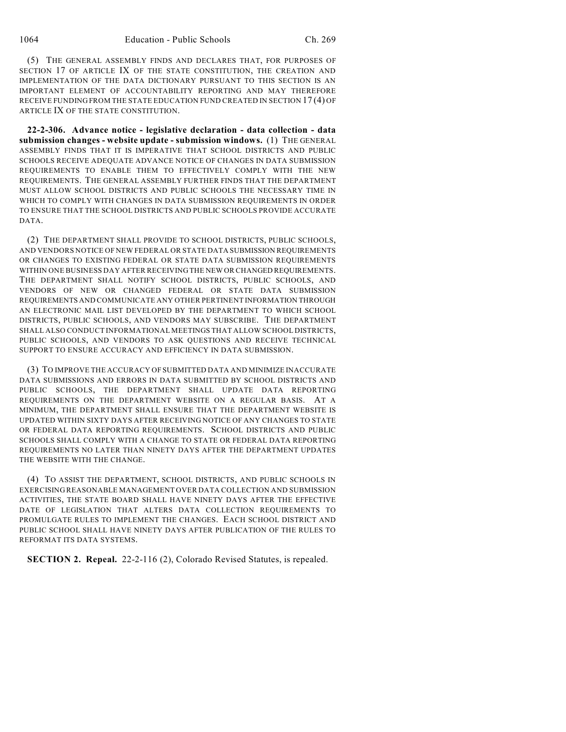(5) THE GENERAL ASSEMBLY FINDS AND DECLARES THAT, FOR PURPOSES OF SECTION 17 OF ARTICLE IX OF THE STATE CONSTITUTION, THE CREATION AND IMPLEMENTATION OF THE DATA DICTIONARY PURSUANT TO THIS SECTION IS AN IMPORTANT ELEMENT OF ACCOUNTABILITY REPORTING AND MAY THEREFORE RECEIVE FUNDING FROM THE STATE EDUCATION FUND CREATED IN SECTION 17 (4) OF ARTICLE IX OF THE STATE CONSTITUTION.

**22-2-306. Advance notice - legislative declaration - data collection - data submission changes - website update - submission windows.** (1) THE GENERAL ASSEMBLY FINDS THAT IT IS IMPERATIVE THAT SCHOOL DISTRICTS AND PUBLIC SCHOOLS RECEIVE ADEQUATE ADVANCE NOTICE OF CHANGES IN DATA SUBMISSION REQUIREMENTS TO ENABLE THEM TO EFFECTIVELY COMPLY WITH THE NEW REQUIREMENTS. THE GENERAL ASSEMBLY FURTHER FINDS THAT THE DEPARTMENT MUST ALLOW SCHOOL DISTRICTS AND PUBLIC SCHOOLS THE NECESSARY TIME IN WHICH TO COMPLY WITH CHANGES IN DATA SUBMISSION REQUIREMENTS IN ORDER TO ENSURE THAT THE SCHOOL DISTRICTS AND PUBLIC SCHOOLS PROVIDE ACCURATE DATA.

(2) THE DEPARTMENT SHALL PROVIDE TO SCHOOL DISTRICTS, PUBLIC SCHOOLS, AND VENDORS NOTICE OF NEW FEDERAL OR STATE DATA SUBMISSION REQUIREMENTS OR CHANGES TO EXISTING FEDERAL OR STATE DATA SUBMISSION REQUIREMENTS WITHIN ONE BUSINESS DAY AFTER RECEIVING THE NEW OR CHANGED REQUIREMENTS. THE DEPARTMENT SHALL NOTIFY SCHOOL DISTRICTS, PUBLIC SCHOOLS, AND VENDORS OF NEW OR CHANGED FEDERAL OR STATE DATA SUBMISSION REQUIREMENTS AND COMMUNICATE ANY OTHER PERTINENT INFORMATION THROUGH AN ELECTRONIC MAIL LIST DEVELOPED BY THE DEPARTMENT TO WHICH SCHOOL DISTRICTS, PUBLIC SCHOOLS, AND VENDORS MAY SUBSCRIBE. THE DEPARTMENT SHALL ALSO CONDUCT INFORMATIONAL MEETINGS THAT ALLOW SCHOOL DISTRICTS, PUBLIC SCHOOLS, AND VENDORS TO ASK QUESTIONS AND RECEIVE TECHNICAL SUPPORT TO ENSURE ACCURACY AND EFFICIENCY IN DATA SUBMISSION.

(3) TO IMPROVE THE ACCURACY OF SUBMITTED DATA AND MINIMIZE INACCURATE DATA SUBMISSIONS AND ERRORS IN DATA SUBMITTED BY SCHOOL DISTRICTS AND PUBLIC SCHOOLS, THE DEPARTMENT SHALL UPDATE DATA REPORTING REQUIREMENTS ON THE DEPARTMENT WEBSITE ON A REGULAR BASIS. AT A MINIMUM, THE DEPARTMENT SHALL ENSURE THAT THE DEPARTMENT WEBSITE IS UPDATED WITHIN SIXTY DAYS AFTER RECEIVING NOTICE OF ANY CHANGES TO STATE OR FEDERAL DATA REPORTING REQUIREMENTS. SCHOOL DISTRICTS AND PUBLIC SCHOOLS SHALL COMPLY WITH A CHANGE TO STATE OR FEDERAL DATA REPORTING REQUIREMENTS NO LATER THAN NINETY DAYS AFTER THE DEPARTMENT UPDATES THE WEBSITE WITH THE CHANGE.

(4) TO ASSIST THE DEPARTMENT, SCHOOL DISTRICTS, AND PUBLIC SCHOOLS IN EXERCISING REASONABLE MANAGEMENT OVER DATA COLLECTION AND SUBMISSION ACTIVITIES, THE STATE BOARD SHALL HAVE NINETY DAYS AFTER THE EFFECTIVE DATE OF LEGISLATION THAT ALTERS DATA COLLECTION REQUIREMENTS TO PROMULGATE RULES TO IMPLEMENT THE CHANGES. EACH SCHOOL DISTRICT AND PUBLIC SCHOOL SHALL HAVE NINETY DAYS AFTER PUBLICATION OF THE RULES TO REFORMAT ITS DATA SYSTEMS.

**SECTION 2. Repeal.** 22-2-116 (2), Colorado Revised Statutes, is repealed.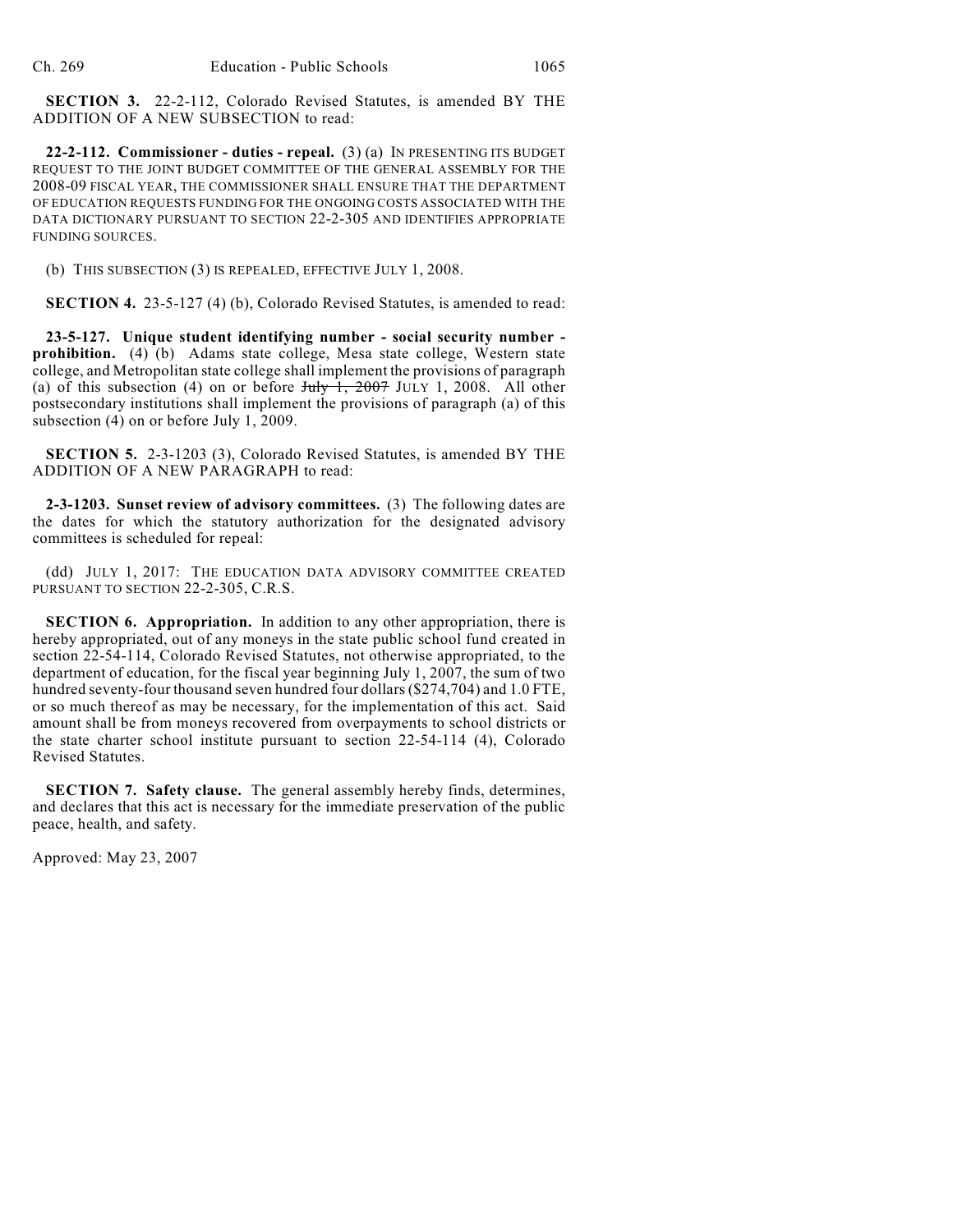**SECTION 3.** 22-2-112, Colorado Revised Statutes, is amended BY THE ADDITION OF A NEW SUBSECTION to read:

**22-2-112. Commissioner - duties - repeal.** (3) (a) IN PRESENTING ITS BUDGET REQUEST TO THE JOINT BUDGET COMMITTEE OF THE GENERAL ASSEMBLY FOR THE 2008-09 FISCAL YEAR, THE COMMISSIONER SHALL ENSURE THAT THE DEPARTMENT OF EDUCATION REQUESTS FUNDING FOR THE ONGOING COSTS ASSOCIATED WITH THE DATA DICTIONARY PURSUANT TO SECTION 22-2-305 AND IDENTIFIES APPROPRIATE FUNDING SOURCES.

(b) THIS SUBSECTION (3) IS REPEALED, EFFECTIVE JULY 1, 2008.

**SECTION 4.** 23-5-127 (4) (b), Colorado Revised Statutes, is amended to read:

**23-5-127. Unique student identifying number - social security number - prohibition.** (4) (b) Adams state college, Mesa state college, Western state college, and Metropolitan state college shall implement the provisions of paragraph (a) of this subsection (4) on or before ~~July 1, 2007~~ JULY 1, 2008. All other postsecondary institutions shall implement the provisions of paragraph (a) of this subsection (4) on or before July 1, 2009.

**SECTION 5.** 2-3-1203 (3), Colorado Revised Statutes, is amended BY THE ADDITION OF A NEW PARAGRAPH to read:

**2-3-1203. Sunset review of advisory committees.** (3) The following dates are the dates for which the statutory authorization for the designated advisory committees is scheduled for repeal:

(dd) JULY 1, 2017: THE EDUCATION DATA ADVISORY COMMITTEE CREATED PURSUANT TO SECTION 22-2-305, C.R.S.

**SECTION 6. Appropriation.** In addition to any other appropriation, there is hereby appropriated, out of any moneys in the state public school fund created in section 22-54-114, Colorado Revised Statutes, not otherwise appropriated, to the department of education, for the fiscal year beginning July 1, 2007, the sum of two hundred seventy-four thousand seven hundred four dollars ($274,704) and 1.0 FTE, or so much thereof as may be necessary, for the implementation of this act. Said amount shall be from moneys recovered from overpayments to school districts or the state charter school institute pursuant to section 22-54-114 (4), Colorado Revised Statutes.

**SECTION 7. Safety clause.** The general assembly hereby finds, determines, and declares that this act is necessary for the immediate preservation of the public peace, health, and safety.

Approved: May 23, 2007